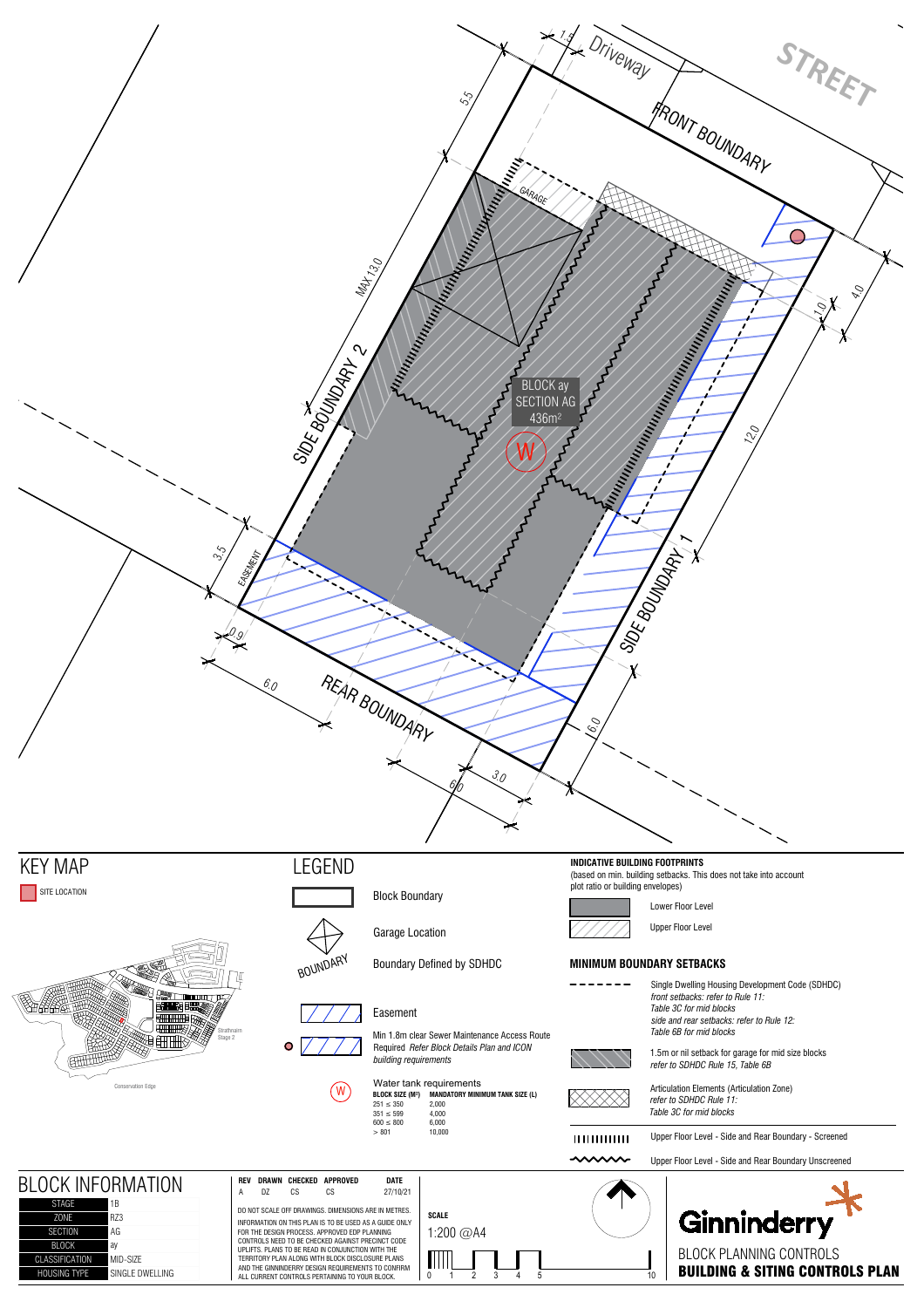STREET

Driveway

FRONT BOUNDARY

SIDE BOUNDARY 2

SIDE BOUNDARY 1

REAR BOUNDARY

GARAGE

EASEMENT

MAX 13.0

1.5 · 5.5 · 1.0 · 4.0 · 12.0 · 3.5 · 0.9 · 6.0 · 6.0 · 3.0 · 6.0

BLOCK ay
SECTION AG
436m²

W

# KEY MAP

SITE LOCATION

Strathnairn Stage 2

Conservation Edge

# LEGEND

- Block Boundary
- Garage Location
- Boundary Defined by SDHDC
- Easement
- Min 1.8m clear Sewer Maintenance Access Route Required *Refer Block Details Plan and ICON building requirements*
- Water tank requirements

| BLOCK SIZE (M²) | MANDATORY MINIMUM TANK SIZE (L) |
|---|---|
| 251 ≤ 350 | 2,000 |
| 351 ≤ 599 | 4,000 |
| 600 ≤ 800 | 6,000 |
| > 801 | 10,000 |

## INDICATIVE BUILDING FOOTPRINTS

(based on min. building setbacks. This does not take into account plot ratio or building envelopes)

- Lower Floor Level
- Upper Floor Level

## MINIMUM BOUNDARY SETBACKS

- Single Dwelling Housing Development Code (SDHDC) *front setbacks: refer to Rule 11: Table 3C for mid blocks side and rear setbacks: refer to Rule 12: Table 6B for mid blocks*
- 1.5m or nil setback for garage for mid size blocks *refer to SDHDC Rule 15, Table 6B*
- Articulation Elements (Articulation Zone) *refer to SDHDC Rule 11: Table 3C for mid blocks*
- Upper Floor Level - Side and Rear Boundary - Screened
- Upper Floor Level - Side and Rear Boundary Unscreened

# BLOCK INFORMATION

| | |
|---|---|
| STAGE | 1B |
| ZONE | RZ3 |
| SECTION | AG |
| BLOCK | ay |
| CLASSIFICATION | MID-SIZE |
| HOUSING TYPE | SINGLE DWELLING |

| REV | DRAWN | CHECKED | APPROVED | DATE |
|---|---|---|---|---|
| A | DZ | CS | CS | 27/10/21 |

DO NOT SCALE OFF DRAWINGS. DIMENSIONS ARE IN METRES.
INFORMATION ON THIS PLAN IS TO BE USED AS A GUIDE ONLY FOR THE DESIGN PROCESS. APPROVED EDP PLANNING CONTROLS NEED TO BE CHECKED AGAINST PRECINCT CODE UPLIFTS. PLANS TO BE READ IN CONJUNCTION WITH THE TERRITORY PLAN ALONG WITH BLOCK DISCLOSURE PLANS AND THE GINNINDERRY DESIGN REQUIREMENTS TO CONFIRM ALL CURRENT CONTROLS PERTAINING TO YOUR BLOCK.

**SCALE**

1:200 @A4

0 1 2 3 4 5 10

Ginninderry

BLOCK PLANNING CONTROLS

**BUILDING & SITING CONTROLS PLAN**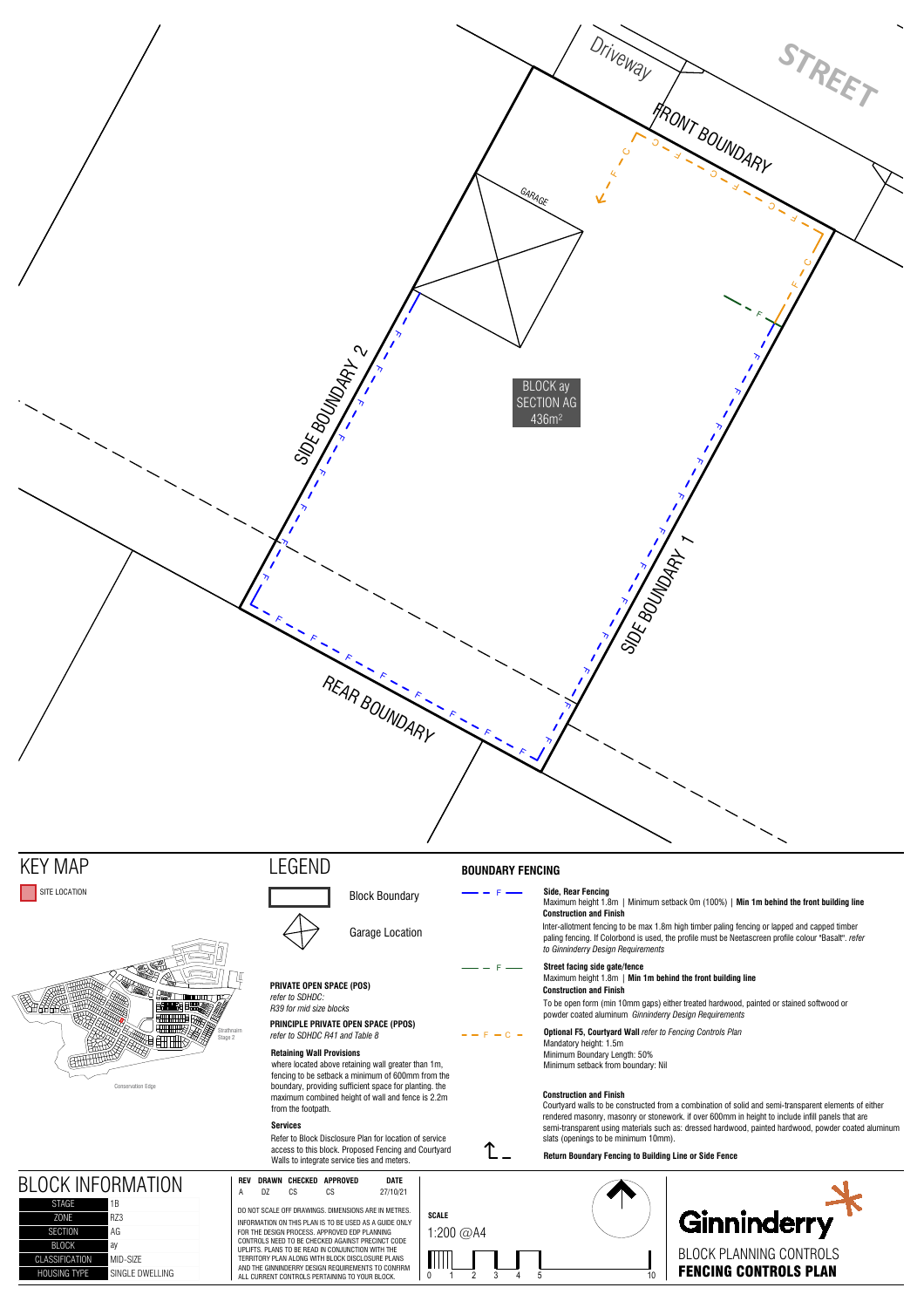Driveway

STREET

FRONT BOUNDARY

GARAGE

SIDE BOUNDARY 2

BLOCK ay
SECTION AG
436m²

SIDE BOUNDARY 1

REAR BOUNDARY

## KEY MAP

SITE LOCATION

Strathnairn Stage 2

Conservation Edge

## LEGEND

Block Boundary

Garage Location

**PRIVATE OPEN SPACE (POS)**
*refer to SDHDC:*
*R39 for mid size blocks*

**PRINCIPLE PRIVATE OPEN SPACE (PPOS)**
*refer to SDHDC R41 and Table 8*

**Retaining Wall Provisions**

where located above retaining wall greater than 1m, fencing to be setback a minimum of 600mm from the boundary, providing sufficient space for planting. the maximum combined height of wall and fence is 2.2m from the footpath.

**Services**

Refer to Block Disclosure Plan for location of service access to this block. Proposed Fencing and Courtyard Walls to integrate service ties and meters.

## BOUNDARY FENCING

**Side, Rear Fencing**
Maximum height 1.8m | Minimum setback 0m (100%) | **Min 1m behind the front building line**
**Construction and Finish**
Inter-allotment fencing to be max 1.8m high timber paling fencing or lapped and capped timber paling fencing. If Colorbond is used, the profile must be Neetascreen profile colour "Basalt". *refer to Ginninderry Design Requirements*

**Street facing side gate/fence**
Maximum height 1.8m | **Min 1m behind the front building line**
**Construction and Finish**
To be open form (min 10mm gaps) either treated hardwood, painted or stained softwood or powder coated aluminum *Ginninderry Design Requirements*

**Optional F5, Courtyard Wall** *refer to Fencing Controls Plan*
Mandatory height: 1.5m
Minimum Boundary Length: 50%
Minimum setback from boundary: Nil

**Construction and Finish**
Courtyard walls to be constructed from a combination of solid and semi-transparent elements of either rendered masonry, masonry or stonework. if over 600mm in height to include infill panels that are semi-transparent using materials such as: dressed hardwood, painted hardwood, powder coated aluminum slats (openings to be minimum 10mm).

**Return Boundary Fencing to Building Line or Side Fence**

## BLOCK INFORMATION

| | |
|---|---|
| STAGE | 1B |
| ZONE | RZ3 |
| SECTION | AG |
| BLOCK | ay |
| CLASSIFICATION | MID-SIZE |
| HOUSING TYPE | SINGLE DWELLING |

| REV | DRAWN | CHECKED | APPROVED | DATE |
|---|---|---|---|---|
| A | DZ | CS | CS | 27/10/21 |

DO NOT SCALE OFF DRAWINGS. DIMENSIONS ARE IN METRES.
INFORMATION ON THIS PLAN IS TO BE USED AS A GUIDE ONLY FOR THE DESIGN PROCESS. APPROVED EDP PLANNING CONTROLS NEED TO BE CHECKED AGAINST PRECINCT CODE UPLIFTS. PLANS TO BE READ IN CONJUNCTION WITH THE TERRITORY PLAN ALONG WITH BLOCK DISCLOSURE PLANS AND THE GINNINDERRY DESIGN REQUIREMENTS TO CONFIRM ALL CURRENT CONTROLS PERTAINING TO YOUR BLOCK.

**SCALE**
1:200 @A4

0 1 2 3 4 5 10

Ginninderry

BLOCK PLANNING CONTROLS
**FENCING CONTROLS PLAN**